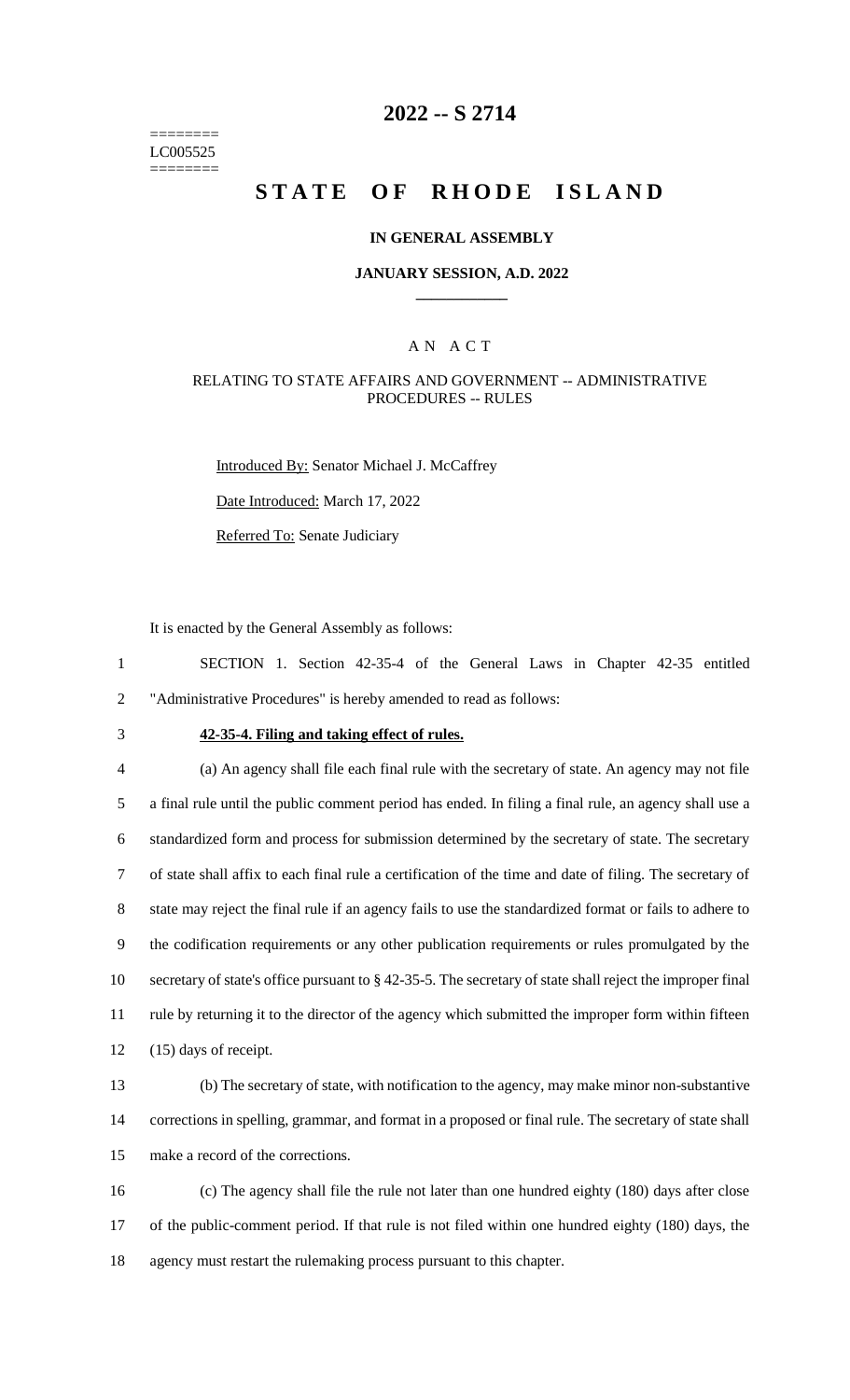======== LC005525 ========

# 2022 -- S 2714

# STATE OF RHODE ISLAND

## IN GENERAL ASSEMBLY

### JANUARY SESSION, A.D. 2022

---

## A N A C T

### RELATING TO STATE AFFAIRS AND GOVERNMENT -- ADMINISTRATIVE PROCEDURES -- RULES

Introduced By: Senator Michael J. McCaffrey

Date Introduced: March 17, 2022

Referred To: Senate Judiciary

It is enacted by the General Assembly as follows:

1 SECTION 1. Section 42-35-4 of the General Laws in Chapter 42-35 entitled
2 "Administrative Procedures" is hereby amended to read as follows:

3 **42-35-4. Filing and taking effect of rules.**

4 (a) An agency shall file each final rule with the secretary of state. An agency may not file
5 a final rule until the public comment period has ended. In filing a final rule, an agency shall use a
6 standardized form and process for submission determined by the secretary of state. The secretary
7 of state shall affix to each final rule a certification of the time and date of filing. The secretary of
8 state may reject the final rule if an agency fails to use the standardized format or fails to adhere to
9 the codification requirements or any other publication requirements or rules promulgated by the
10 secretary of state's office pursuant to § 42-35-5. The secretary of state shall reject the improper final
11 rule by returning it to the director of the agency which submitted the improper form within fifteen
12 (15) days of receipt.

13 (b) The secretary of state, with notification to the agency, may make minor non-substantive
14 corrections in spelling, grammar, and format in a proposed or final rule. The secretary of state shall
15 make a record of the corrections.

16 (c) The agency shall file the rule not later than one hundred eighty (180) days after close
17 of the public-comment period. If that rule is not filed within one hundred eighty (180) days, the
18 agency must restart the rulemaking process pursuant to this chapter.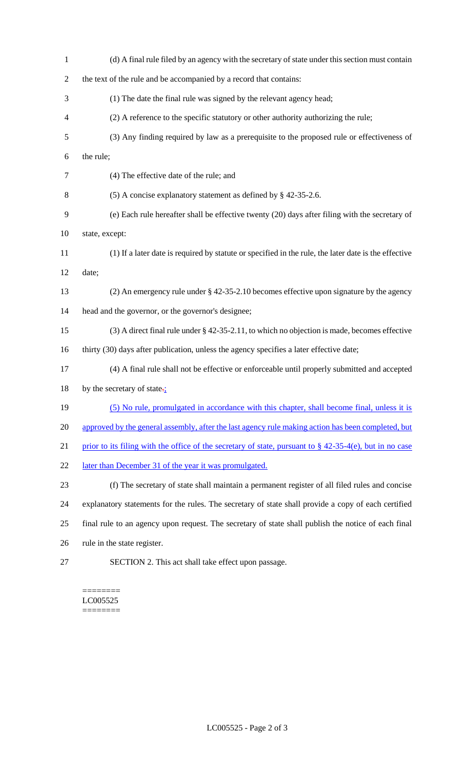(d) A final rule filed by an agency with the secretary of state under this section must contain the text of the rule and be accompanied by a record that contains:

(1) The date the final rule was signed by the relevant agency head;

(2) A reference to the specific statutory or other authority authorizing the rule;

(3) Any finding required by law as a prerequisite to the proposed rule or effectiveness of the rule;

(4) The effective date of the rule; and

(5) A concise explanatory statement as defined by § 42-35-2.6.

(e) Each rule hereafter shall be effective twenty (20) days after filing with the secretary of state, except:

(1) If a later date is required by statute or specified in the rule, the later date is the effective date;

(2) An emergency rule under § 42-35-2.10 becomes effective upon signature by the agency head and the governor, or the governor's designee;

(3) A direct final rule under § 42-35-2.11, to which no objection is made, becomes effective thirty (30) days after publication, unless the agency specifies a later effective date;

(4) A final rule shall not be effective or enforceable until properly submitted and accepted by the secretary of state.;

(5) No rule, promulgated in accordance with this chapter, shall become final, unless it is approved by the general assembly, after the last agency rule making action has been completed, but prior to its filing with the office of the secretary of state, pursuant to § 42-35-4(e), but in no case later than December 31 of the year it was promulgated.

(f) The secretary of state shall maintain a permanent register of all filed rules and concise explanatory statements for the rules. The secretary of state shall provide a copy of each certified final rule to an agency upon request. The secretary of state shall publish the notice of each final rule in the state register.

SECTION 2. This act shall take effect upon passage.

========
LC005525
========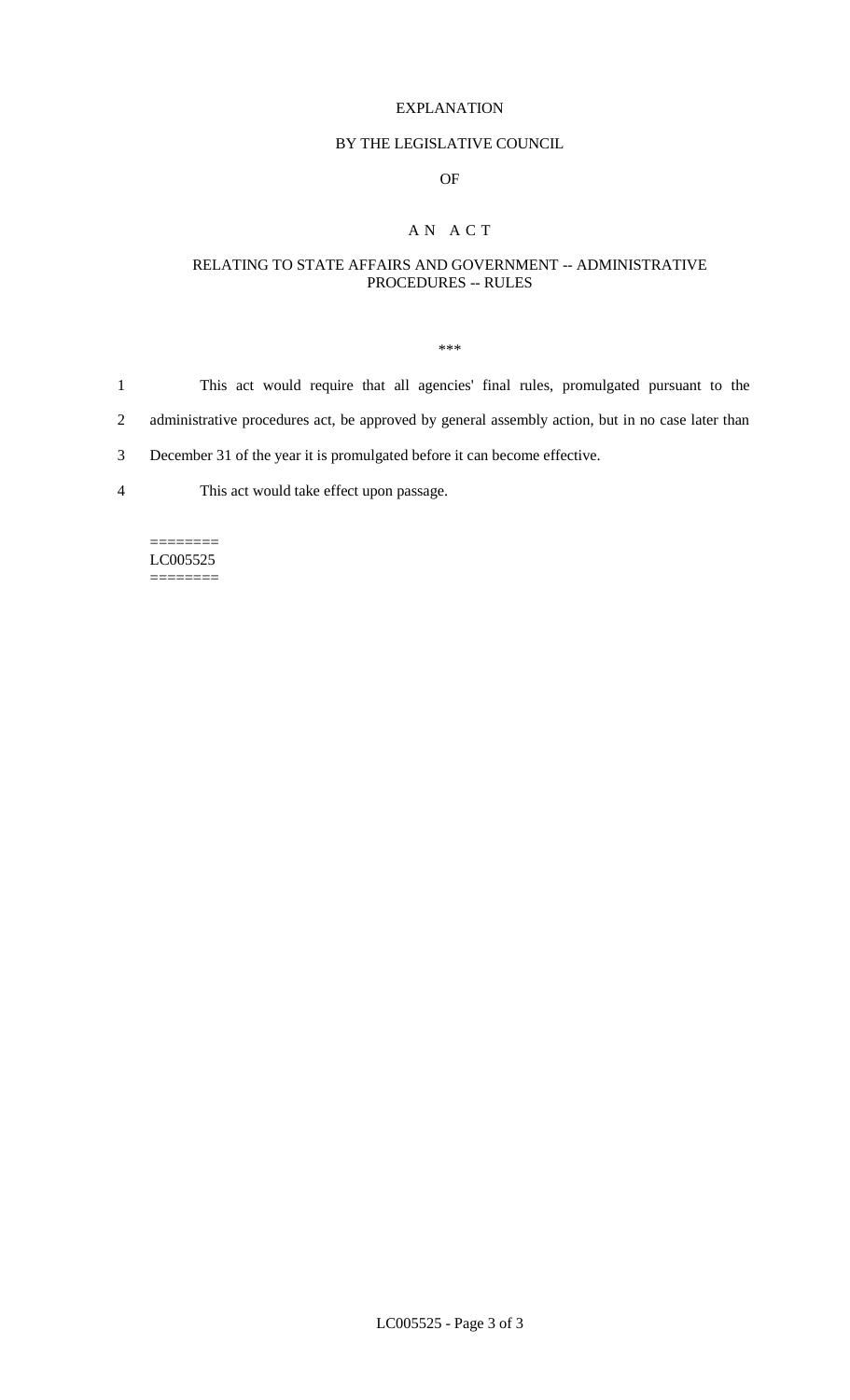EXPLANATION

BY THE LEGISLATIVE COUNCIL

OF

# A N A C T

RELATING TO STATE AFFAIRS AND GOVERNMENT -- ADMINISTRATIVE PROCEDURES -- RULES

\*\*\*

1 This act would require that all agencies' final rules, promulgated pursuant to the
2 administrative procedures act, be approved by general assembly action, but in no case later than
3 December 31 of the year it is promulgated before it can become effective.
4 This act would take effect upon passage.

========
LC005525
========